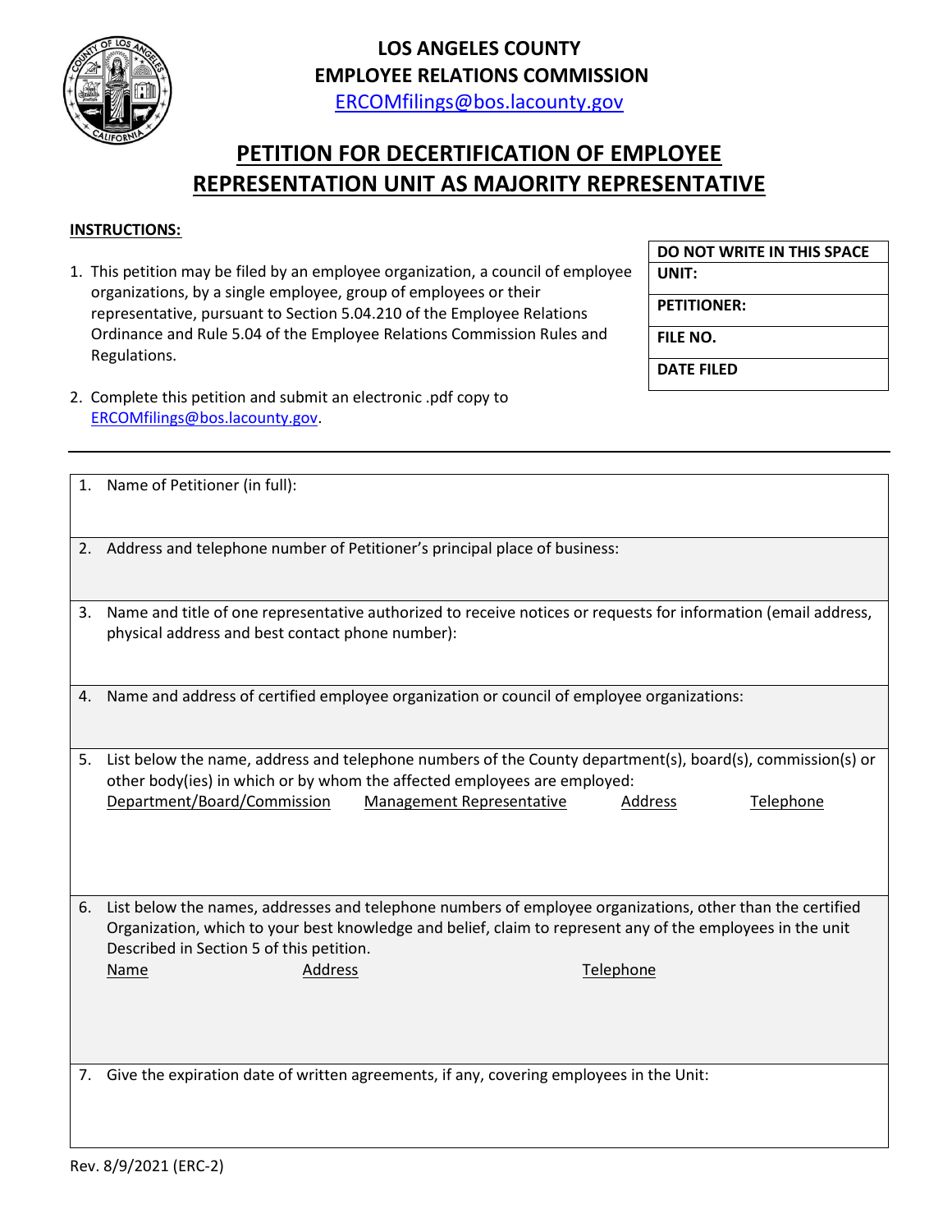# LOS ANGELES COUNTY
# EMPLOYEE RELATIONS COMMISSION

ERCOMfilings@bos.lacounty.gov

## PETITION FOR DECERTIFICATION OF EMPLOYEE REPRESENTATION UNIT AS MAJORITY REPRESENTATIVE

**INSTRUCTIONS:**

1. This petition may be filed by an employee organization, a council of employee organizations, by a single employee, group of employees or their representative, pursuant to Section 5.04.210 of the Employee Relations Ordinance and Rule 5.04 of the Employee Relations Commission Rules and Regulations.

2. Complete this petition and submit an electronic .pdf copy to ERCOMfilings@bos.lacounty.gov.

| DO NOT WRITE IN THIS SPACE |
| --- |
| UNIT: |
| PETITIONER: |
| FILE NO. |
| DATE FILED |

1. Name of Petitioner (in full):

2. Address and telephone number of Petitioner's principal place of business:

3. Name and title of one representative authorized to receive notices or requests for information (email address, physical address and best contact phone number):

4. Name and address of certified employee organization or council of employee organizations:

5. List below the name, address and telephone numbers of the County department(s), board(s), commission(s) or other body(ies) in which or by whom the affected employees are employed:

| Department/Board/Commission | Management Representative | Address | Telephone |
| --- | --- | --- | --- |
| | | | |

6. List below the names, addresses and telephone numbers of employee organizations, other than the certified Organization, which to your best knowledge and belief, claim to represent any of the employees in the unit Described in Section 5 of this petition.

| Name | Address | Telephone |
| --- | --- | --- |
| | | |

7. Give the expiration date of written agreements, if any, covering employees in the Unit:

Rev. 8/9/2021 (ERC-2)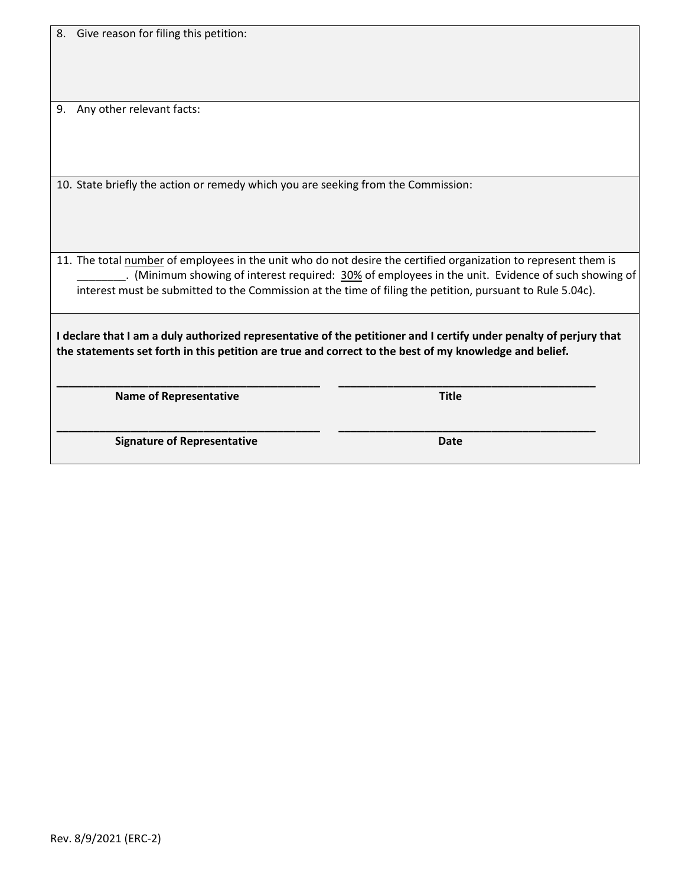8. Give reason for filing this petition:

9. Any other relevant facts:

10. State briefly the action or remedy which you are seeking from the Commission:

11. The total number of employees in the unit who do not desire the certified organization to represent them is ________. (Minimum showing of interest required: 30% of employees in the unit. Evidence of such showing of interest must be submitted to the Commission at the time of filing the petition, pursuant to Rule 5.04c).

**I declare that I am a duly authorized representative of the petitioner and I certify under penalty of perjury that the statements set forth in this petition are true and correct to the best of my knowledge and belief.**

| | |
|---|---|
| ____________________________________________ | ____________________________________________ |
| **Name of Representative** | **Title** |
| ____________________________________________ | ____________________________________________ |
| **Signature of Representative** | **Date** |

Rev. 8/9/2021 (ERC-2)